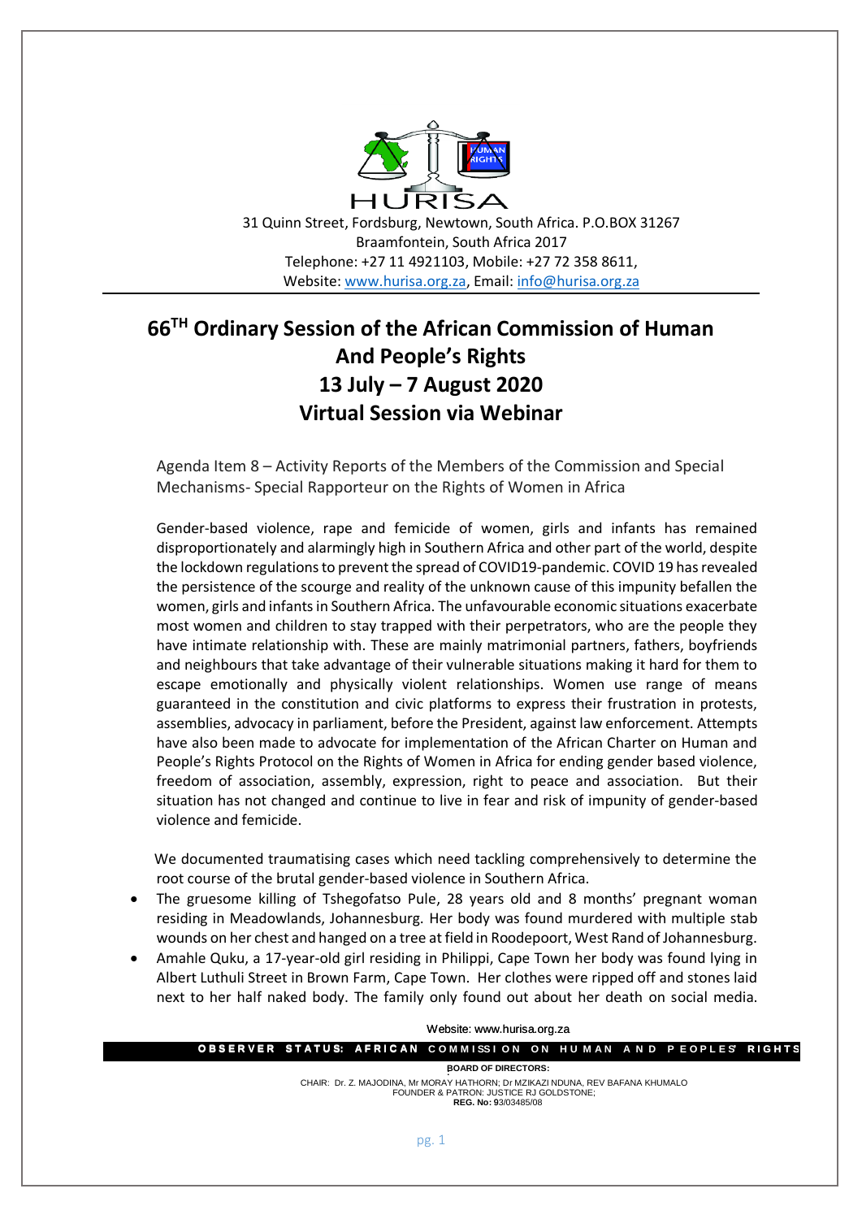HURISA

31 Quinn Street, Fordsburg, Newtown, South Africa. P.O.BOX 31267
Braamfontein, South Africa 2017
Telephone: +27 11 4921103, Mobile: +27 72 358 8611,
Website: www.hurisa.org.za, Email: info@hurisa.org.za

# 66[TH] Ordinary Session of the African Commission of Human And People's Rights
# 13 July – 7 August 2020
# Virtual Session via Webinar

Agenda Item 8 – Activity Reports of the Members of the Commission and Special Mechanisms- Special Rapporteur on the Rights of Women in Africa

Gender-based violence, rape and femicide of women, girls and infants has remained disproportionately and alarmingly high in Southern Africa and other part of the world, despite the lockdown regulations to prevent the spread of COVID19-pandemic. COVID 19 has revealed the persistence of the scourge and reality of the unknown cause of this impunity befallen the women, girls and infants in Southern Africa. The unfavourable economic situations exacerbate most women and children to stay trapped with their perpetrators, who are the people they have intimate relationship with. These are mainly matrimonial partners, fathers, boyfriends and neighbours that take advantage of their vulnerable situations making it hard for them to escape emotionally and physically violent relationships. Women use range of means guaranteed in the constitution and civic platforms to express their frustration in protests, assemblies, advocacy in parliament, before the President, against law enforcement. Attempts have also been made to advocate for implementation of the African Charter on Human and People's Rights Protocol on the Rights of Women in Africa for ending gender based violence, freedom of association, assembly, expression, right to peace and association. But their situation has not changed and continue to live in fear and risk of impunity of gender-based violence and femicide.

We documented traumatising cases which need tackling comprehensively to determine the root course of the brutal gender-based violence in Southern Africa.

- The gruesome killing of Tshegofatso Pule, 28 years old and 8 months' pregnant woman residing in Meadowlands, Johannesburg. Her body was found murdered with multiple stab wounds on her chest and hanged on a tree at field in Roodepoort, West Rand of Johannesburg.
- Amahle Quku, a 17-year-old girl residing in Philippi, Cape Town her body was found lying in Albert Luthuli Street in Brown Farm, Cape Town. Her clothes were ripped off and stones laid next to her half naked body. The family only found out about her death on social media.

Website: www.hurisa.org.za

OBSERVER STATUS: AFRICAN COMMISSION ON HUMAN AND PEOPLES' RIGHTS

BOARD OF DIRECTORS:
CHAIR: Dr. Z. MAJODINA, Mr MORAY HATHORN; Dr MZIKAZI NDUNA, REV BAFANA KHUMALO
FOUNDER & PATRON: JUSTICE RJ GOLDSTONE;
REG. No: 93/03485/08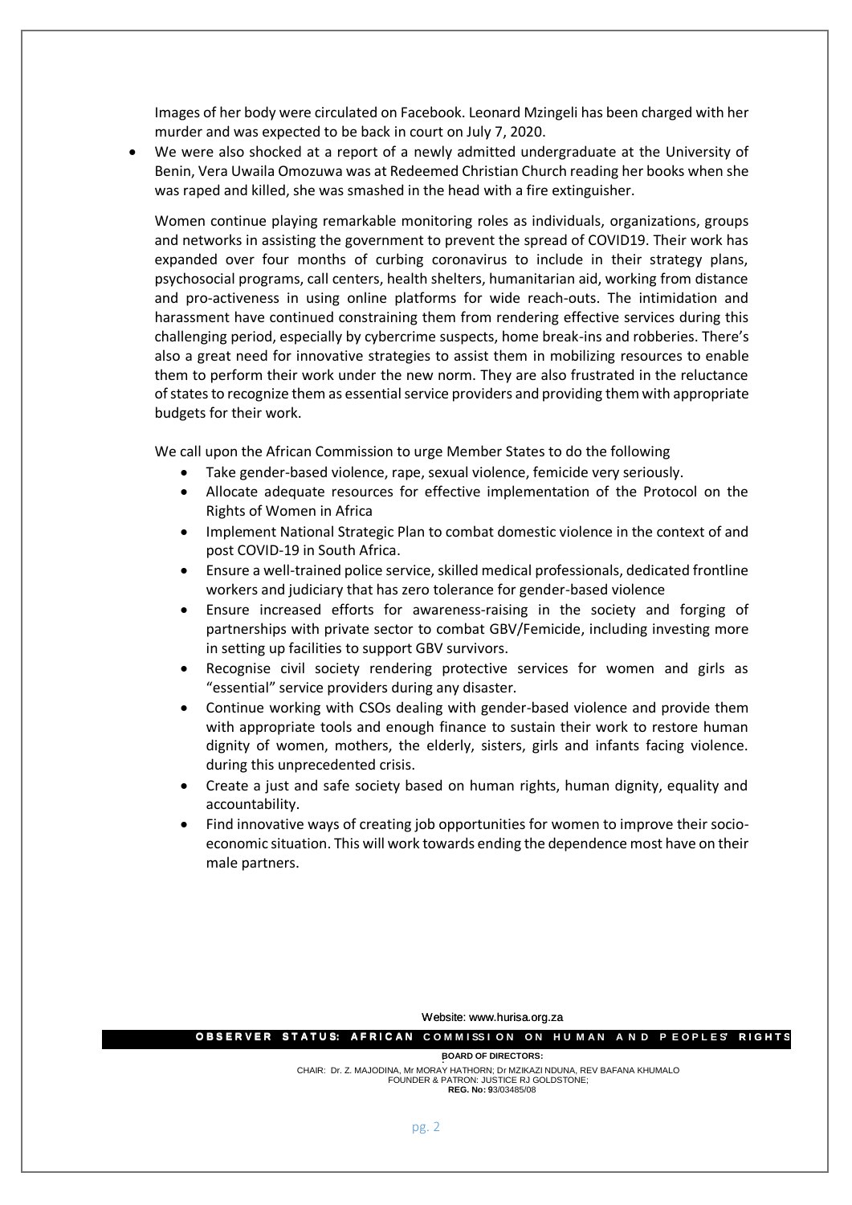Images of her body were circulated on Facebook. Leonard Mzingeli has been charged with her murder and was expected to be back in court on July 7, 2020.

- We were also shocked at a report of a newly admitted undergraduate at the University of Benin, Vera Uwaila Omozuwa was at Redeemed Christian Church reading her books when she was raped and killed, she was smashed in the head with a fire extinguisher.

Women continue playing remarkable monitoring roles as individuals, organizations, groups and networks in assisting the government to prevent the spread of COVID19. Their work has expanded over four months of curbing coronavirus to include in their strategy plans, psychosocial programs, call centers, health shelters, humanitarian aid, working from distance and pro-activeness in using online platforms for wide reach-outs. The intimidation and harassment have continued constraining them from rendering effective services during this challenging period, especially by cybercrime suspects, home break-ins and robberies. There's also a great need for innovative strategies to assist them in mobilizing resources to enable them to perform their work under the new norm. They are also frustrated in the reluctance of states to recognize them as essential service providers and providing them with appropriate budgets for their work.

We call upon the African Commission to urge Member States to do the following

- Take gender-based violence, rape, sexual violence, femicide very seriously.
- Allocate adequate resources for effective implementation of the Protocol on the Rights of Women in Africa
- Implement National Strategic Plan to combat domestic violence in the context of and post COVID-19 in South Africa.
- Ensure a well-trained police service, skilled medical professionals, dedicated frontline workers and judiciary that has zero tolerance for gender-based violence
- Ensure increased efforts for awareness-raising in the society and forging of partnerships with private sector to combat GBV/Femicide, including investing more in setting up facilities to support GBV survivors.
- Recognise civil society rendering protective services for women and girls as "essential" service providers during any disaster.
- Continue working with CSOs dealing with gender-based violence and provide them with appropriate tools and enough finance to sustain their work to restore human dignity of women, mothers, the elderly, sisters, girls and infants facing violence. during this unprecedented crisis.
- Create a just and safe society based on human rights, human dignity, equality and accountability.
- Find innovative ways of creating job opportunities for women to improve their socio-economic situation. This will work towards ending the dependence most have on their male partners.

Website: www.hurisa.org.za

**OBSERVER STATUS: AFRICAN COMMISSION ON HUMAN AND PEOPLES' RIGHTS**

**BOARD OF DIRECTORS:**

CHAIR: Dr. Z. MAJODINA, Mr MORAY HATHORN; Dr MZIKAZI NDUNA, REV BAFANA KHUMALO
FOUNDER & PATRON: JUSTICE RJ GOLDSTONE;
**REG. No: 93/03485/08**